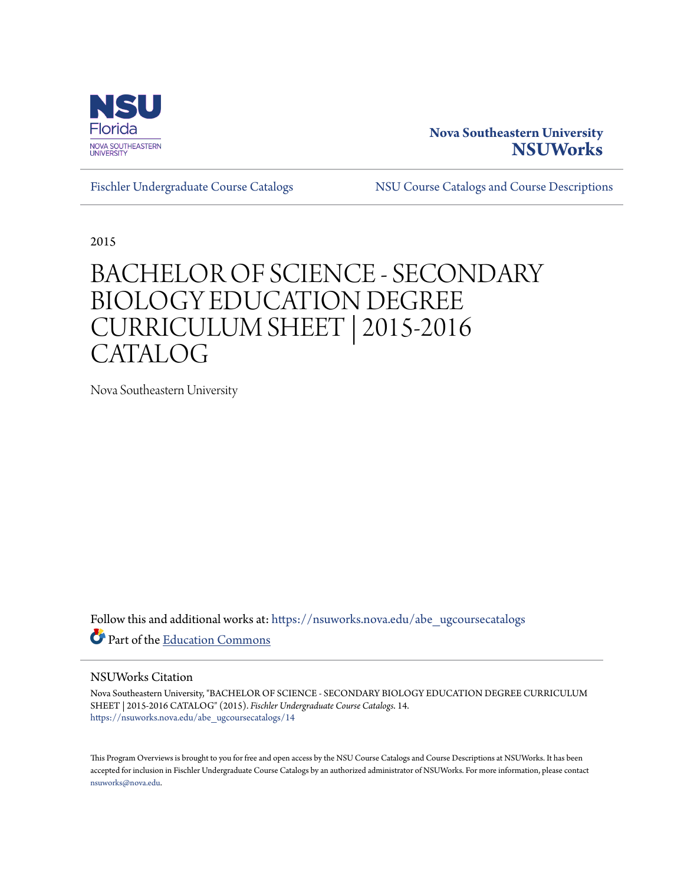Nova Southeastern University
**NSUWorks**

Fischler Undergraduate Course Catalogs | NSU Course Catalogs and Course Descriptions

2015

# BACHELOR OF SCIENCE - SECONDARY BIOLOGY EDUCATION DEGREE CURRICULUM SHEET | 2015-2016 CATALOG

Nova Southeastern University

Follow this and additional works at: https://nsuworks.nova.edu/abe_ugcoursecatalogs

Part of the Education Commons

## NSUWorks Citation

Nova Southeastern University, "BACHELOR OF SCIENCE - SECONDARY BIOLOGY EDUCATION DEGREE CURRICULUM SHEET | 2015-2016 CATALOG" (2015). *Fischler Undergraduate Course Catalogs*. 14.
https://nsuworks.nova.edu/abe_ugcoursecatalogs/14

This Program Overviews is brought to you for free and open access by the NSU Course Catalogs and Course Descriptions at NSUWorks. It has been accepted for inclusion in Fischler Undergraduate Course Catalogs by an authorized administrator of NSUWorks. For more information, please contact nsuworks@nova.edu.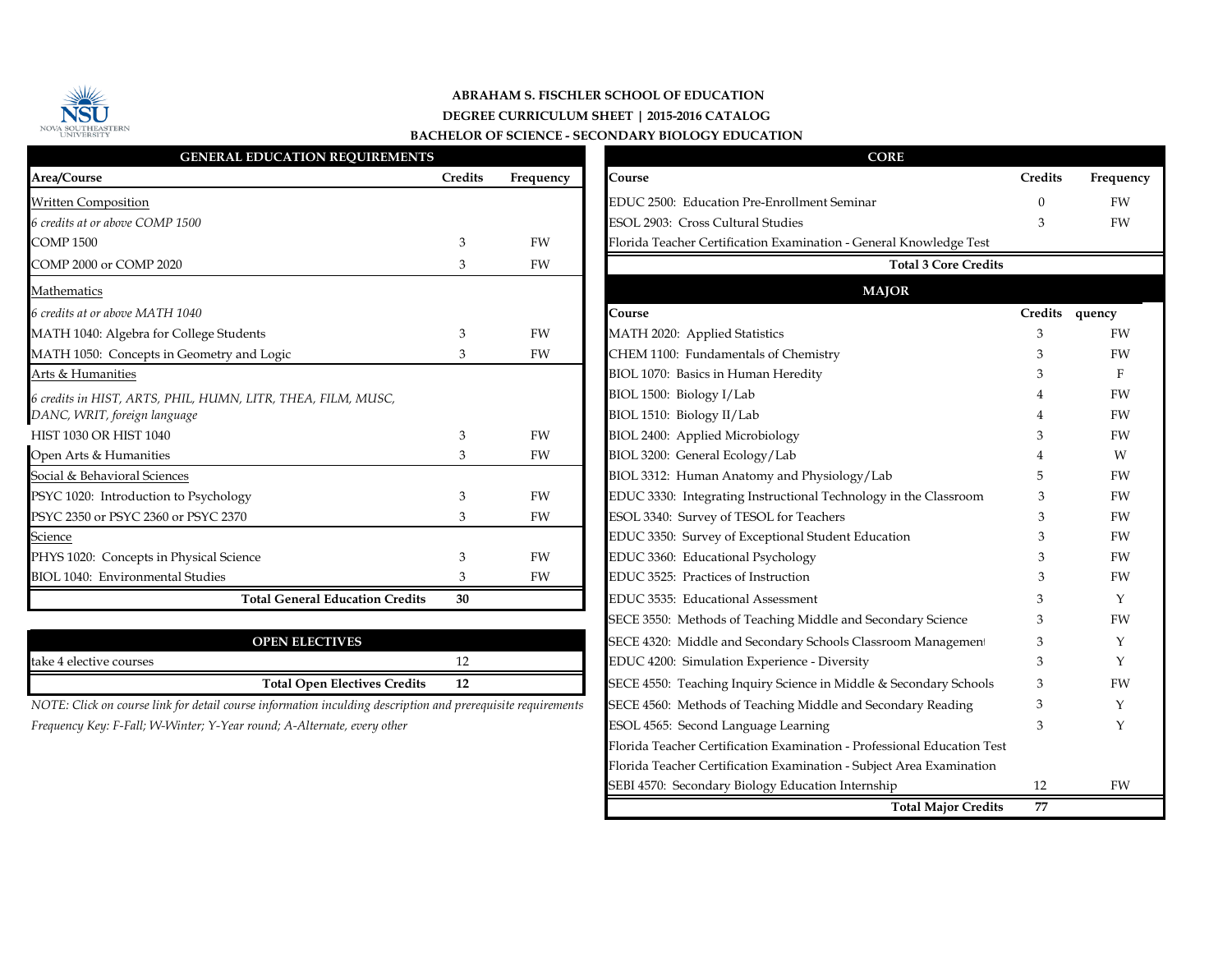# ABRAHAM S. FISCHLER SCHOOL OF EDUCATION

## DEGREE CURRICULUM SHEET | 2015-2016 CATALOG

## BACHELOR OF SCIENCE - SECONDARY BIOLOGY EDUCATION

### GENERAL EDUCATION REQUIREMENTS

| Area/Course | Credits | Frequency |
|---|---|---|
| Written Composition | | |
| *6 credits at or above COMP 1500* | | |
| COMP 1500 | 3 | FW |
| COMP 2000 or COMP 2020 | 3 | FW |
| Mathematics | | |
| *6 credits at or above MATH 1040* | | |
| MATH 1040: Algebra for College Students | 3 | FW |
| MATH 1050: Concepts in Geometry and Logic | 3 | FW |
| Arts & Humanities | | |
| *6 credits in HIST, ARTS, PHIL, HUMN, LITR, THEA, FILM, MUSC, DANC, WRIT, foreign language* | | |
| HIST 1030 OR HIST 1040 | 3 | FW |
| Open Arts & Humanities | 3 | FW |
| Social & Behavioral Sciences | | |
| PSYC 1020: Introduction to Psychology | 3 | FW |
| PSYC 2350 or PSYC 2360 or PSYC 2370 | 3 | FW |
| Science | | |
| PHYS 1020: Concepts in Physical Science | 3 | FW |
| BIOL 1040: Environmental Studies | 3 | FW |
| **Total General Education Credits** | **30** | |

### OPEN ELECTIVES

| | | |
|---|---|---|
| take 4 elective courses | 12 | |
| **Total Open Electives Credits** | **12** | |

*NOTE: Click on course link for detail course information inculding description and prerequisite requirements*

*Frequency Key: F-Fall; W-Winter; Y-Year round; A-Alternate, every other*

### CORE

| Course | Credits | Frequency |
|---|---|---|
| EDUC 2500: Education Pre-Enrollment Seminar | 0 | FW |
| ESOL 2903: Cross Cultural Studies | 3 | FW |
| Florida Teacher Certification Examination - General Knowledge Test | | |
| **Total 3 Core Credits** | | |

### MAJOR

| Course | Credits | quency |
|---|---|---|
| MATH 2020: Applied Statistics | 3 | FW |
| CHEM 1100: Fundamentals of Chemistry | 3 | FW |
| BIOL 1070: Basics in Human Heredity | 3 | F |
| BIOL 1500: Biology I/Lab | 4 | FW |
| BIOL 1510: Biology II/Lab | 4 | FW |
| BIOL 2400: Applied Microbiology | 3 | FW |
| BIOL 3200: General Ecology/Lab | 4 | W |
| BIOL 3312: Human Anatomy and Physiology/Lab | 5 | FW |
| EDUC 3330: Integrating Instructional Technology in the Classroom | 3 | FW |
| ESOL 3340: Survey of TESOL for Teachers | 3 | FW |
| EDUC 3350: Survey of Exceptional Student Education | 3 | FW |
| EDUC 3360: Educational Psychology | 3 | FW |
| EDUC 3525: Practices of Instruction | 3 | FW |
| EDUC 3535: Educational Assessment | 3 | Y |
| SECE 3550: Methods of Teaching Middle and Secondary Science | 3 | FW |
| SECE 4320: Middle and Secondary Schools Classroom Managemen | 3 | Y |
| EDUC 4200: Simulation Experience - Diversity | 3 | Y |
| SECE 4550: Teaching Inquiry Science in Middle & Secondary Schools | 3 | FW |
| SECE 4560: Methods of Teaching Middle and Secondary Reading | 3 | Y |
| ESOL 4565: Second Language Learning | 3 | Y |
| Florida Teacher Certification Examination - Professional Education Test | | |
| Florida Teacher Certification Examination - Subject Area Examination | | |
| SEBI 4570: Secondary Biology Education Internship | 12 | FW |
| **Total Major Credits** | **77** | |